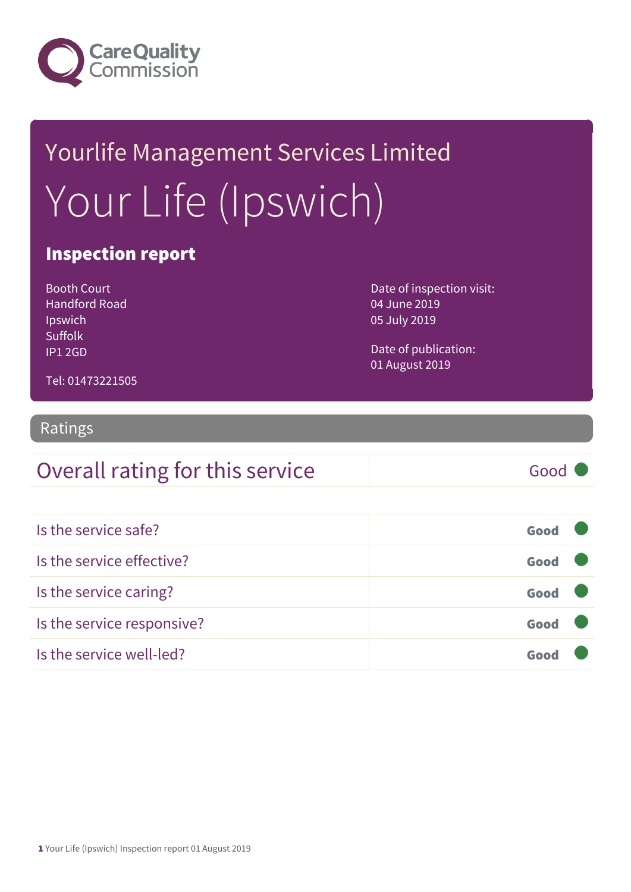Care Quality Commission

# Yourlife Management Services Limited

# Your Life (Ipswich)

## Inspection report

Booth Court
Handford Road
Ipswich
Suffolk
IP1 2GD

Tel: 01473221505

Date of inspection visit:
04 June 2019
05 July 2019

Date of publication:
01 August 2019

## Ratings

| Overall rating for this service | Good |
|---|---|

| | |
|---|---|
| Is the service safe? | Good |
| Is the service effective? | Good |
| Is the service caring? | Good |
| Is the service responsive? | Good |
| Is the service well-led? | Good |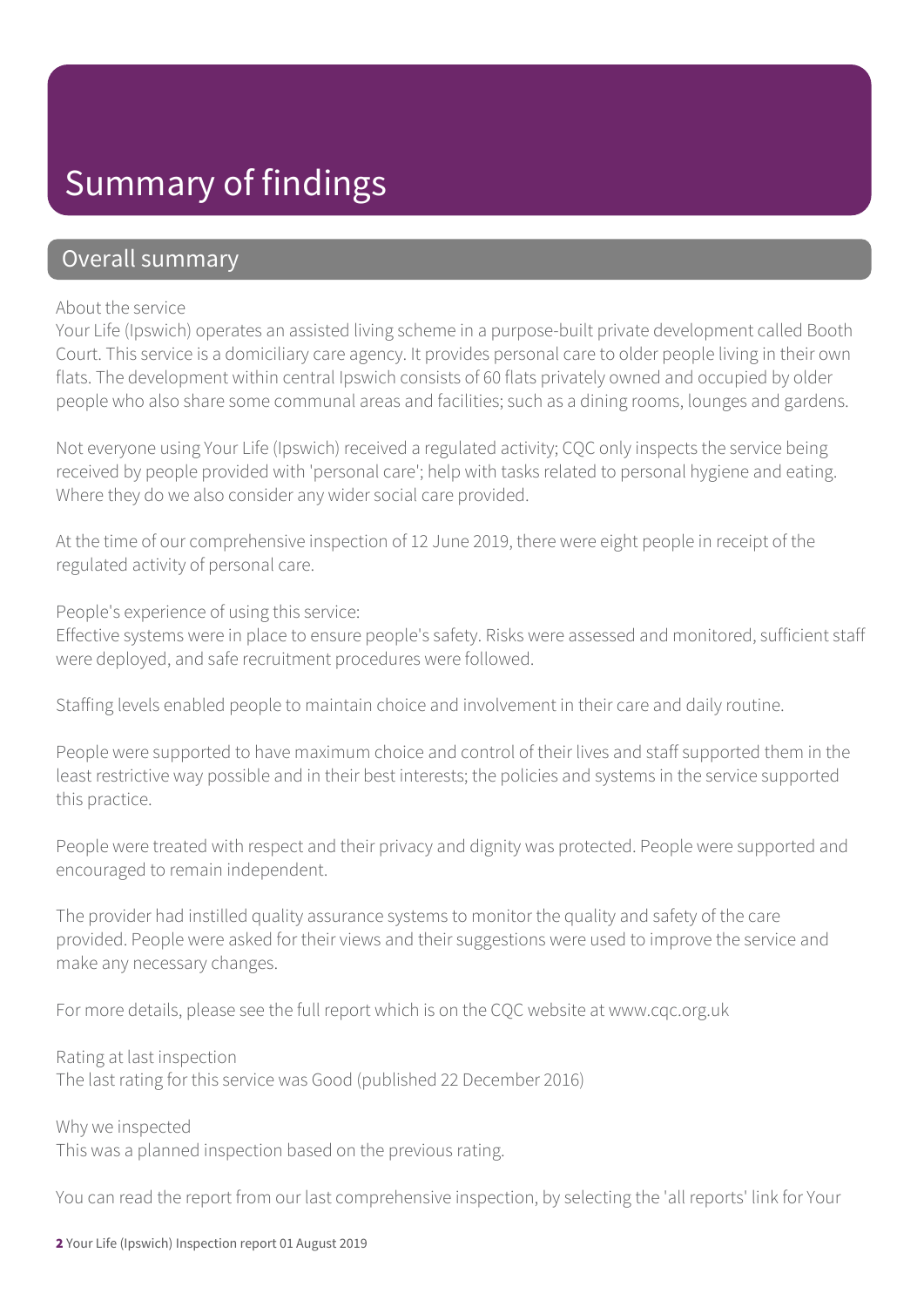# Summary of findings

## Overall summary

About the service

Your Life (Ipswich) operates an assisted living scheme in a purpose-built private development called Booth Court. This service is a domiciliary care agency. It provides personal care to older people living in their own flats. The development within central Ipswich consists of 60 flats privately owned and occupied by older people who also share some communal areas and facilities; such as a dining rooms, lounges and gardens.

Not everyone using Your Life (Ipswich) received a regulated activity; CQC only inspects the service being received by people provided with 'personal care'; help with tasks related to personal hygiene and eating. Where they do we also consider any wider social care provided.

At the time of our comprehensive inspection of 12 June 2019, there were eight people in receipt of the regulated activity of personal care.

People's experience of using this service:

Effective systems were in place to ensure people's safety. Risks were assessed and monitored, sufficient staff were deployed, and safe recruitment procedures were followed.

Staffing levels enabled people to maintain choice and involvement in their care and daily routine.

People were supported to have maximum choice and control of their lives and staff supported them in the least restrictive way possible and in their best interests; the policies and systems in the service supported this practice.

People were treated with respect and their privacy and dignity was protected. People were supported and encouraged to remain independent.

The provider had instilled quality assurance systems to monitor the quality and safety of the care provided. People were asked for their views and their suggestions were used to improve the service and make any necessary changes.

For more details, please see the full report which is on the CQC website at www.cqc.org.uk

Rating at last inspection

The last rating for this service was Good (published 22 December 2016)

Why we inspected

This was a planned inspection based on the previous rating.

You can read the report from our last comprehensive inspection, by selecting the 'all reports' link for Your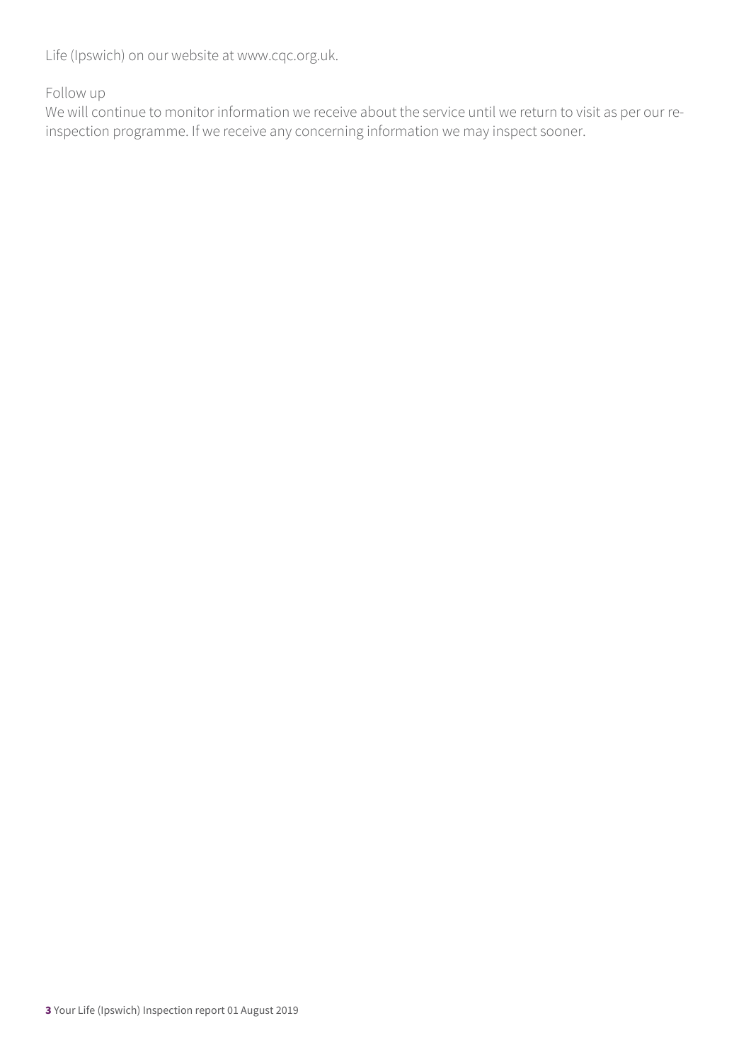Life (Ipswich) on our website at www.cqc.org.uk.

Follow up

We will continue to monitor information we receive about the service until we return to visit as per our re-inspection programme. If we receive any concerning information we may inspect sooner.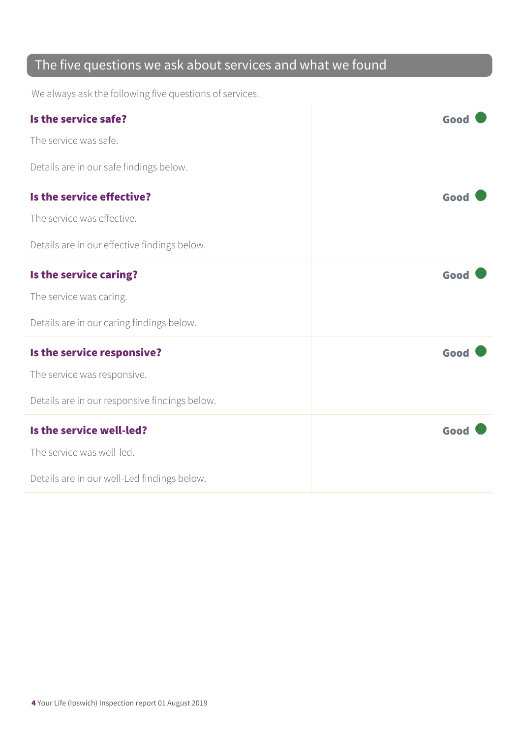## The five questions we ask about services and what we found

We always ask the following five questions of services.

### Is the service safe? — Good

The service was safe.

Details are in our safe findings below.

### Is the service effective? — Good

The service was effective.

Details are in our effective findings below.

### Is the service caring? — Good

The service was caring.

Details are in our caring findings below.

### Is the service responsive? — Good

The service was responsive.

Details are in our responsive findings below.

### Is the service well-led? — Good

The service was well-led.

Details are in our well-Led findings below.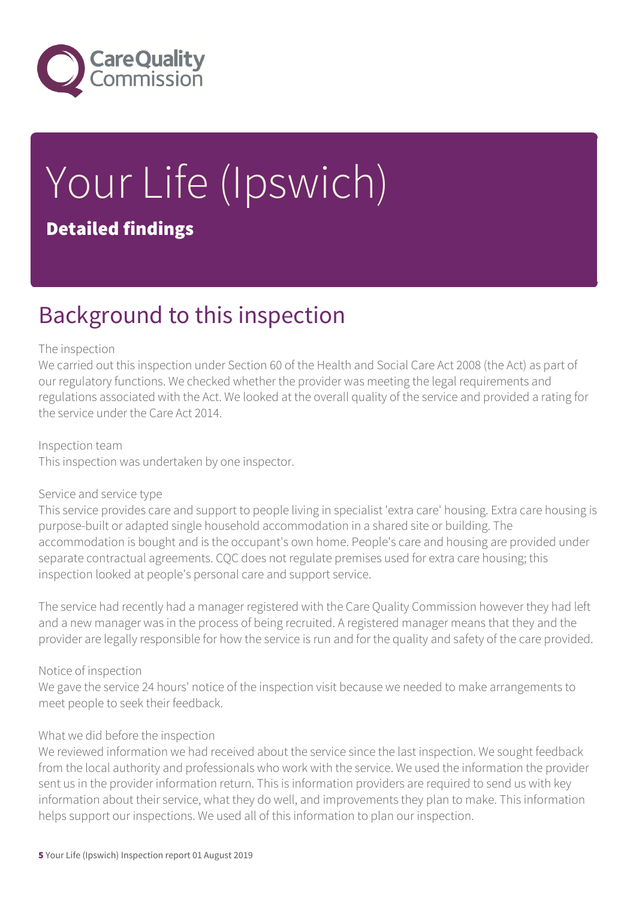# Your Life (Ipswich)

**Detailed findings**

## Background to this inspection

The inspection
We carried out this inspection under Section 60 of the Health and Social Care Act 2008 (the Act) as part of our regulatory functions. We checked whether the provider was meeting the legal requirements and regulations associated with the Act. We looked at the overall quality of the service and provided a rating for the service under the Care Act 2014.

Inspection team
This inspection was undertaken by one inspector.

Service and service type
This service provides care and support to people living in specialist 'extra care' housing. Extra care housing is purpose-built or adapted single household accommodation in a shared site or building. The accommodation is bought and is the occupant's own home. People's care and housing are provided under separate contractual agreements. CQC does not regulate premises used for extra care housing; this inspection looked at people's personal care and support service.

The service had recently had a manager registered with the Care Quality Commission however they had left and a new manager was in the process of being recruited. A registered manager means that they and the provider are legally responsible for how the service is run and for the quality and safety of the care provided.

Notice of inspection
We gave the service 24 hours' notice of the inspection visit because we needed to make arrangements to meet people to seek their feedback.

What we did before the inspection
We reviewed information we had received about the service since the last inspection. We sought feedback from the local authority and professionals who work with the service. We used the information the provider sent us in the provider information return. This is information providers are required to send us with key information about their service, what they do well, and improvements they plan to make. This information helps support our inspections. We used all of this information to plan our inspection.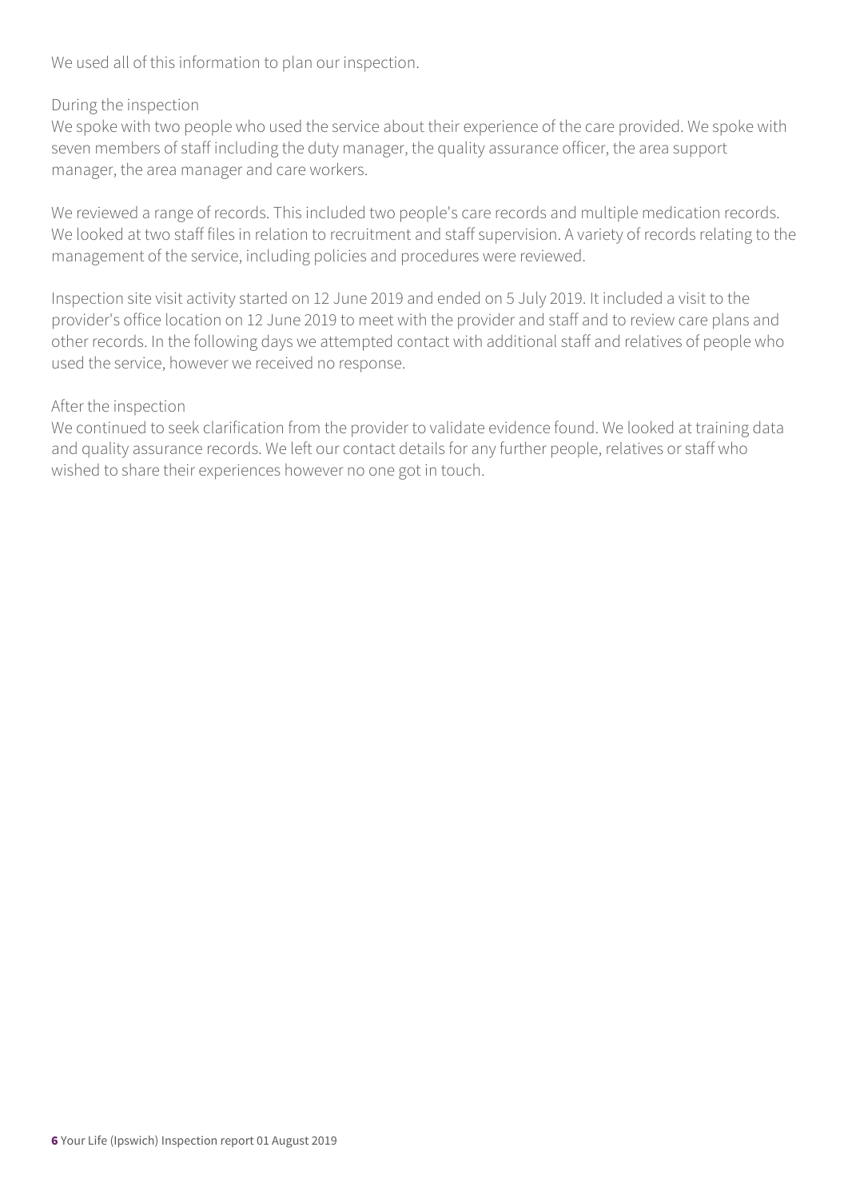We used all of this information to plan our inspection.

During the inspection

We spoke with two people who used the service about their experience of the care provided. We spoke with seven members of staff including the duty manager, the quality assurance officer, the area support manager, the area manager and care workers.

We reviewed a range of records. This included two people's care records and multiple medication records. We looked at two staff files in relation to recruitment and staff supervision. A variety of records relating to the management of the service, including policies and procedures were reviewed.

Inspection site visit activity started on 12 June 2019 and ended on 5 July 2019. It included a visit to the provider's office location on 12 June 2019 to meet with the provider and staff and to review care plans and other records. In the following days we attempted contact with additional staff and relatives of people who used the service, however we received no response.

After the inspection

We continued to seek clarification from the provider to validate evidence found. We looked at training data and quality assurance records. We left our contact details for any further people, relatives or staff who wished to share their experiences however no one got in touch.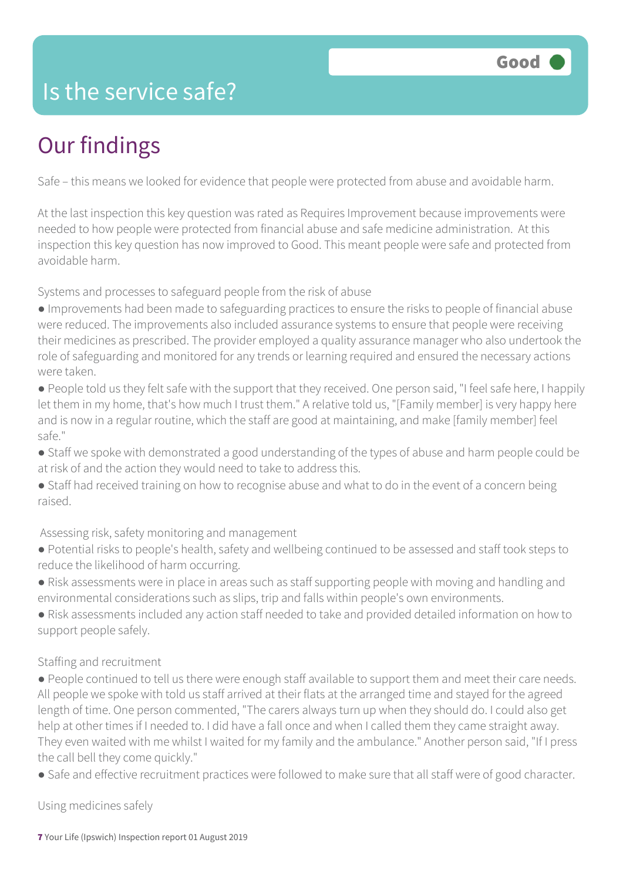# Is the service safe?

Good

## Our findings

Safe – this means we looked for evidence that people were protected from abuse and avoidable harm.

At the last inspection this key question was rated as Requires Improvement because improvements were needed to how people were protected from financial abuse and safe medicine administration. At this inspection this key question has now improved to Good. This meant people were safe and protected from avoidable harm.

Systems and processes to safeguard people from the risk of abuse

- Improvements had been made to safeguarding practices to ensure the risks to people of financial abuse were reduced. The improvements also included assurance systems to ensure that people were receiving their medicines as prescribed. The provider employed a quality assurance manager who also undertook the role of safeguarding and monitored for any trends or learning required and ensured the necessary actions were taken.
- People told us they felt safe with the support that they received. One person said, "I feel safe here, I happily let them in my home, that's how much I trust them." A relative told us, "[Family member] is very happy here and is now in a regular routine, which the staff are good at maintaining, and make [family member] feel safe."
- Staff we spoke with demonstrated a good understanding of the types of abuse and harm people could be at risk of and the action they would need to take to address this.
- Staff had received training on how to recognise abuse and what to do in the event of a concern being raised.

Assessing risk, safety monitoring and management

- Potential risks to people's health, safety and wellbeing continued to be assessed and staff took steps to reduce the likelihood of harm occurring.
- Risk assessments were in place in areas such as staff supporting people with moving and handling and environmental considerations such as slips, trip and falls within people's own environments.
- Risk assessments included any action staff needed to take and provided detailed information on how to support people safely.

Staffing and recruitment

- People continued to tell us there were enough staff available to support them and meet their care needs. All people we spoke with told us staff arrived at their flats at the arranged time and stayed for the agreed length of time. One person commented, "The carers always turn up when they should do. I could also get help at other times if I needed to. I did have a fall once and when I called them they came straight away. They even waited with me whilst I waited for my family and the ambulance." Another person said, "If I press the call bell they come quickly."
- Safe and effective recruitment practices were followed to make sure that all staff were of good character.

Using medicines safely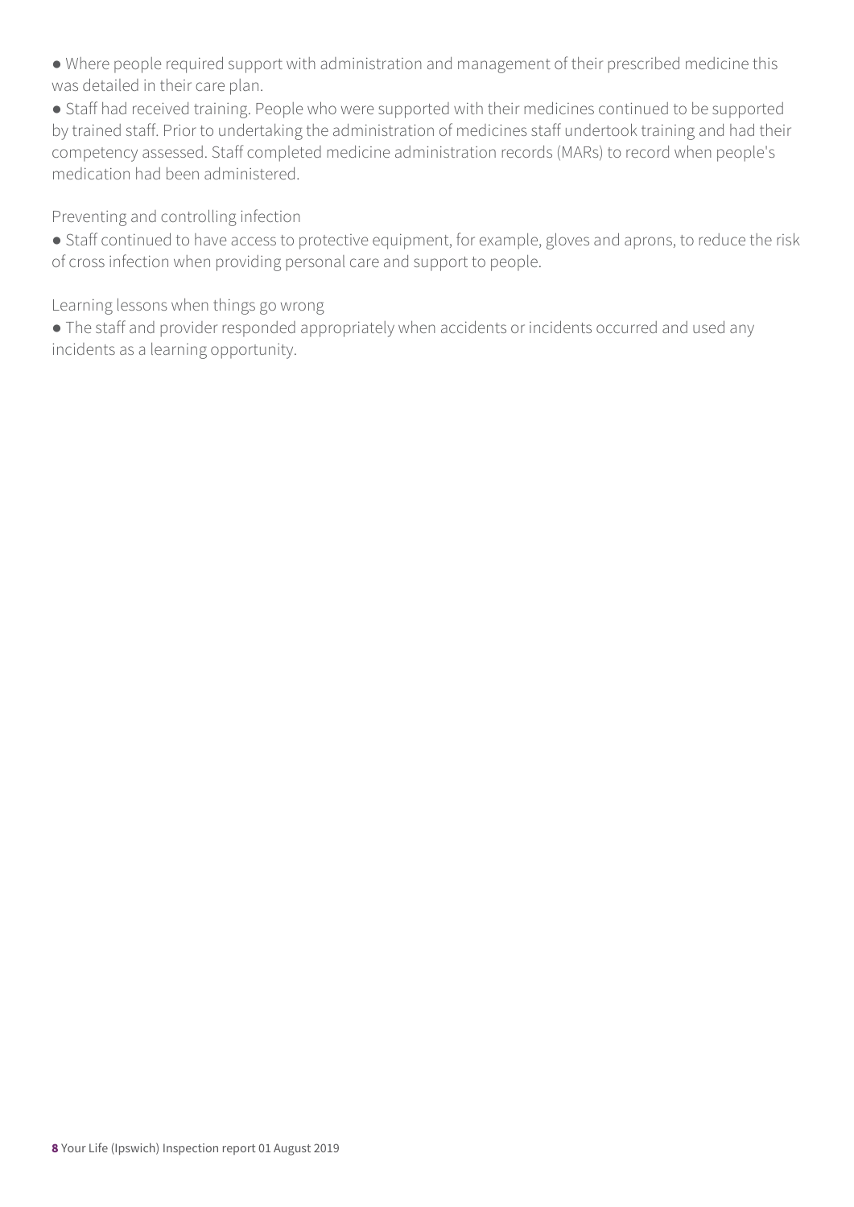- Where people required support with administration and management of their prescribed medicine this was detailed in their care plan.
- Staff had received training. People who were supported with their medicines continued to be supported by trained staff. Prior to undertaking the administration of medicines staff undertook training and had their competency assessed. Staff completed medicine administration records (MARs) to record when people's medication had been administered.

### Preventing and controlling infection

- Staff continued to have access to protective equipment, for example, gloves and aprons, to reduce the risk of cross infection when providing personal care and support to people.

### Learning lessons when things go wrong

- The staff and provider responded appropriately when accidents or incidents occurred and used any incidents as a learning opportunity.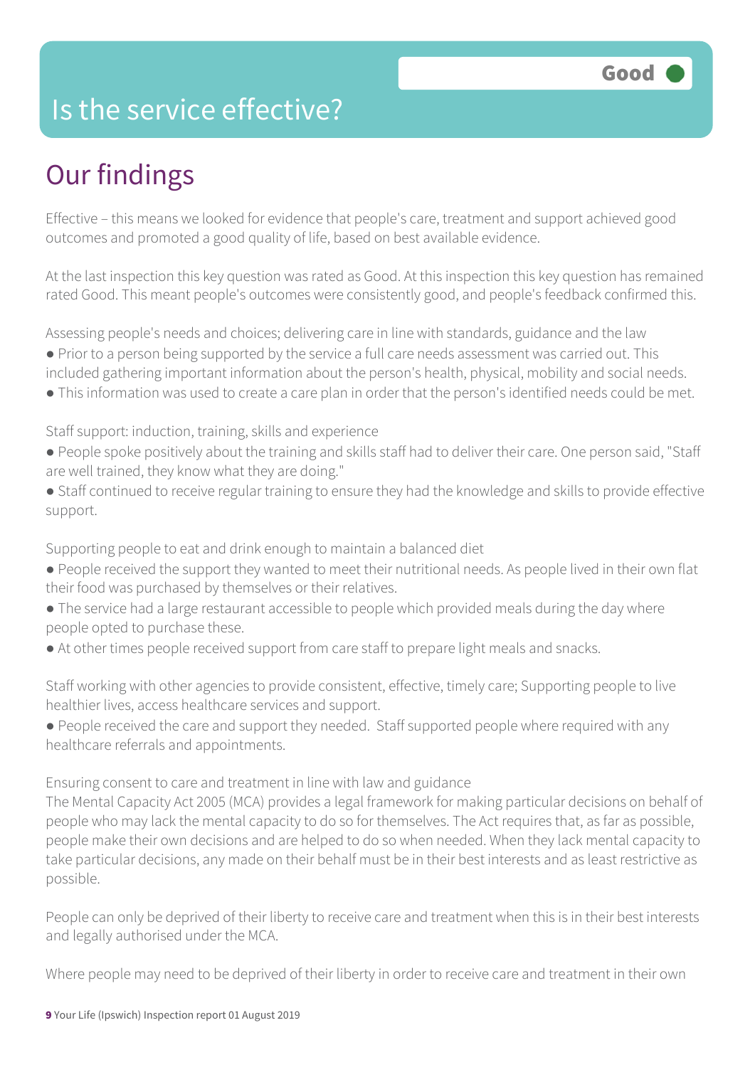# Is the service effective?

Good

## Our findings

Effective – this means we looked for evidence that people's care, treatment and support achieved good outcomes and promoted a good quality of life, based on best available evidence.

At the last inspection this key question was rated as Good. At this inspection this key question has remained rated Good. This meant people's outcomes were consistently good, and people's feedback confirmed this.

Assessing people's needs and choices; delivering care in line with standards, guidance and the law

- Prior to a person being supported by the service a full care needs assessment was carried out. This included gathering important information about the person's health, physical, mobility and social needs.
- This information was used to create a care plan in order that the person's identified needs could be met.

Staff support: induction, training, skills and experience

- People spoke positively about the training and skills staff had to deliver their care. One person said, "Staff are well trained, they know what they are doing."
- Staff continued to receive regular training to ensure they had the knowledge and skills to provide effective support.

Supporting people to eat and drink enough to maintain a balanced diet

- People received the support they wanted to meet their nutritional needs. As people lived in their own flat their food was purchased by themselves or their relatives.
- The service had a large restaurant accessible to people which provided meals during the day where people opted to purchase these.
- At other times people received support from care staff to prepare light meals and snacks.

Staff working with other agencies to provide consistent, effective, timely care; Supporting people to live healthier lives, access healthcare services and support.

- People received the care and support they needed. Staff supported people where required with any healthcare referrals and appointments.

Ensuring consent to care and treatment in line with law and guidance

The Mental Capacity Act 2005 (MCA) provides a legal framework for making particular decisions on behalf of people who may lack the mental capacity to do so for themselves. The Act requires that, as far as possible, people make their own decisions and are helped to do so when needed. When they lack mental capacity to take particular decisions, any made on their behalf must be in their best interests and as least restrictive as possible.

People can only be deprived of their liberty to receive care and treatment when this is in their best interests and legally authorised under the MCA.

Where people may need to be deprived of their liberty in order to receive care and treatment in their own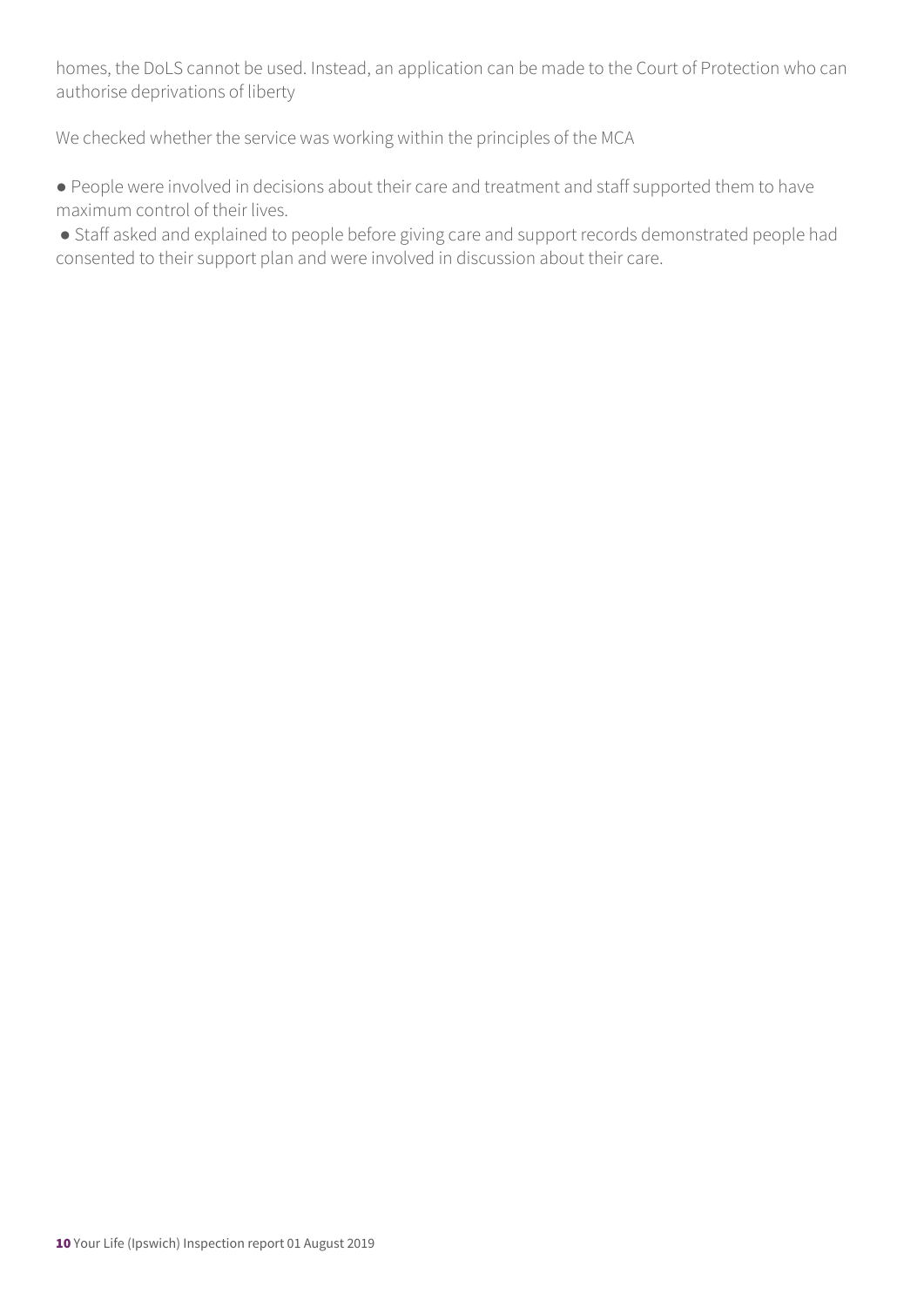homes, the DoLS cannot be used. Instead, an application can be made to the Court of Protection who can authorise deprivations of liberty

We checked whether the service was working within the principles of the MCA

- People were involved in decisions about their care and treatment and staff supported them to have maximum control of their lives.
- Staff asked and explained to people before giving care and support records demonstrated people had consented to their support plan and were involved in discussion about their care.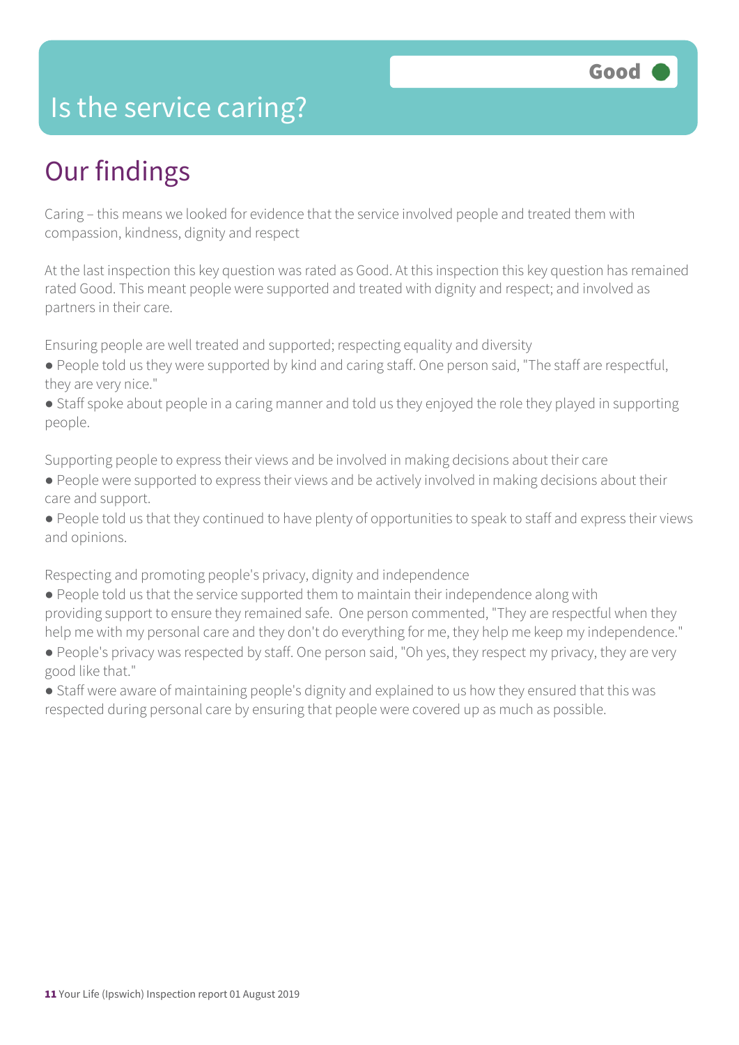# Is the service caring?

Good

## Our findings

Caring – this means we looked for evidence that the service involved people and treated them with compassion, kindness, dignity and respect

At the last inspection this key question was rated as Good. At this inspection this key question has remained rated Good. This meant people were supported and treated with dignity and respect; and involved as partners in their care.

Ensuring people are well treated and supported; respecting equality and diversity

- People told us they were supported by kind and caring staff. One person said, "The staff are respectful, they are very nice."
- Staff spoke about people in a caring manner and told us they enjoyed the role they played in supporting people.

Supporting people to express their views and be involved in making decisions about their care

- People were supported to express their views and be actively involved in making decisions about their care and support.
- People told us that they continued to have plenty of opportunities to speak to staff and express their views and opinions.

Respecting and promoting people's privacy, dignity and independence

- People told us that the service supported them to maintain their independence along with providing support to ensure they remained safe. One person commented, "They are respectful when they help me with my personal care and they don't do everything for me, they help me keep my independence."
- People's privacy was respected by staff. One person said, "Oh yes, they respect my privacy, they are very good like that."
- Staff were aware of maintaining people's dignity and explained to us how they ensured that this was respected during personal care by ensuring that people were covered up as much as possible.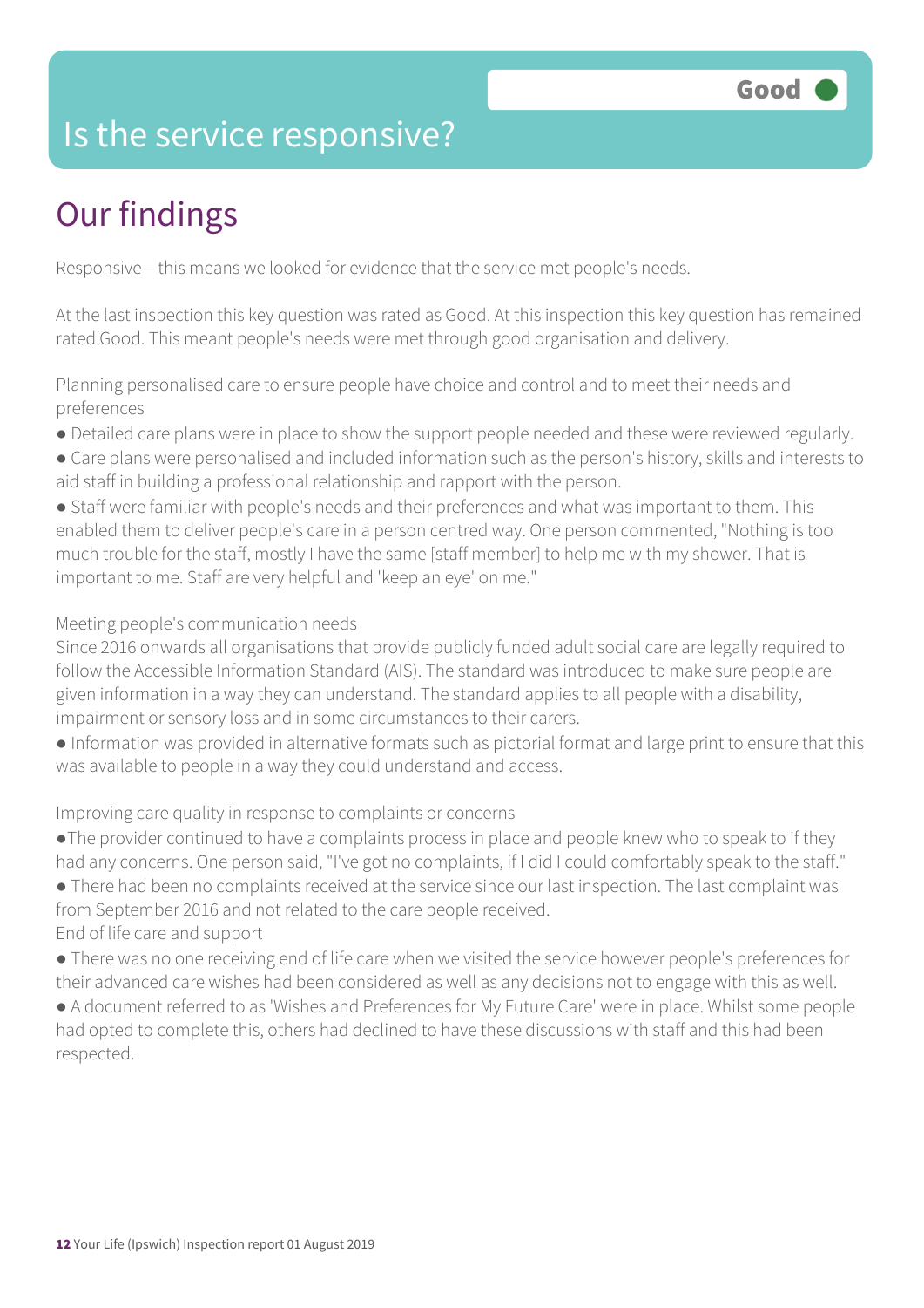# Is the service responsive?

Good

## Our findings

Responsive – this means we looked for evidence that the service met people's needs.

At the last inspection this key question was rated as Good. At this inspection this key question has remained rated Good. This meant people's needs were met through good organisation and delivery.

Planning personalised care to ensure people have choice and control and to meet their needs and preferences

- Detailed care plans were in place to show the support people needed and these were reviewed regularly.
- Care plans were personalised and included information such as the person's history, skills and interests to aid staff in building a professional relationship and rapport with the person.
- Staff were familiar with people's needs and their preferences and what was important to them. This enabled them to deliver people's care in a person centred way. One person commented, "Nothing is too much trouble for the staff, mostly I have the same [staff member] to help me with my shower. That is important to me. Staff are very helpful and 'keep an eye' on me."

Meeting people's communication needs

Since 2016 onwards all organisations that provide publicly funded adult social care are legally required to follow the Accessible Information Standard (AIS). The standard was introduced to make sure people are given information in a way they can understand. The standard applies to all people with a disability, impairment or sensory loss and in some circumstances to their carers.

- Information was provided in alternative formats such as pictorial format and large print to ensure that this was available to people in a way they could understand and access.

Improving care quality in response to complaints or concerns

- The provider continued to have a complaints process in place and people knew who to speak to if they had any concerns. One person said, "I've got no complaints, if I did I could comfortably speak to the staff."
- There had been no complaints received at the service since our last inspection. The last complaint was from September 2016 and not related to the care people received.

End of life care and support

- There was no one receiving end of life care when we visited the service however people's preferences for their advanced care wishes had been considered as well as any decisions not to engage with this as well.
- A document referred to as 'Wishes and Preferences for My Future Care' were in place. Whilst some people had opted to complete this, others had declined to have these discussions with staff and this had been respected.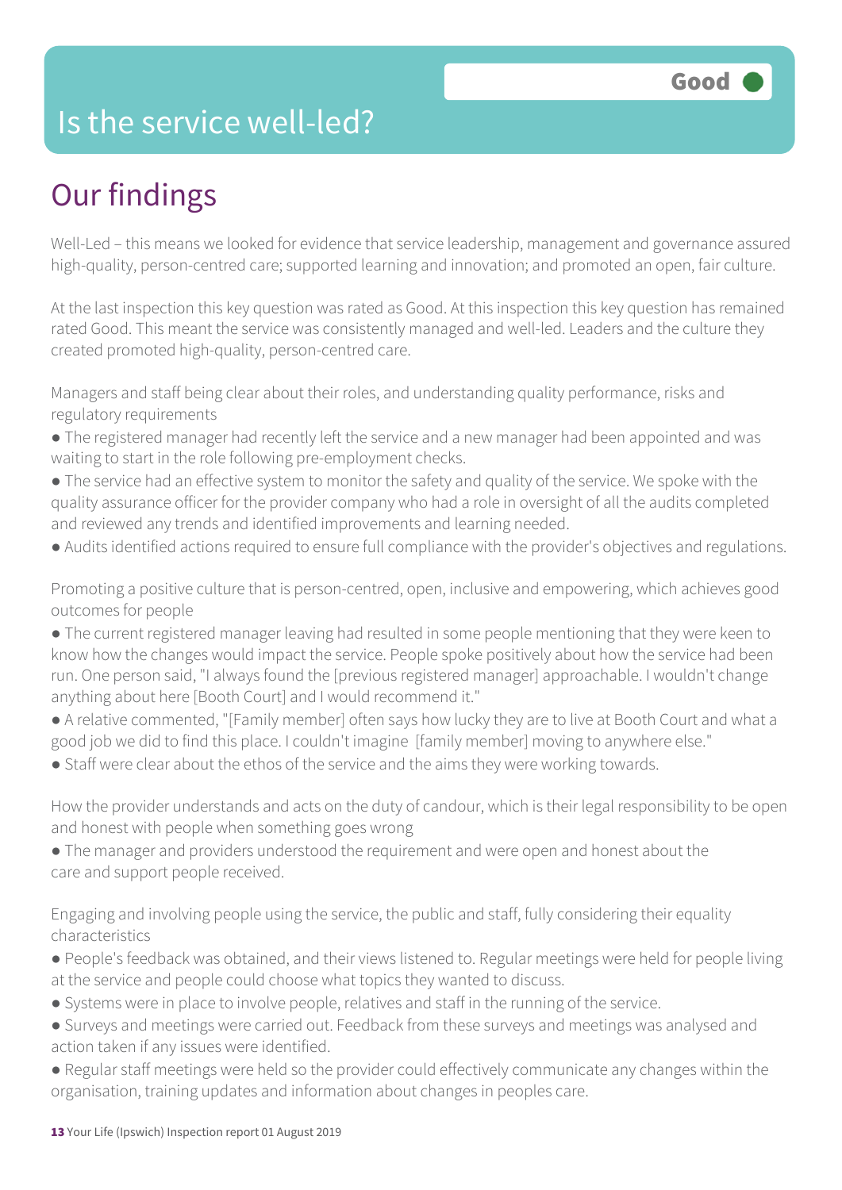# Is the service well-led?

**Good**

## Our findings

Well-Led – this means we looked for evidence that service leadership, management and governance assured high-quality, person-centred care; supported learning and innovation; and promoted an open, fair culture.

At the last inspection this key question was rated as Good. At this inspection this key question has remained rated Good. This meant the service was consistently managed and well-led. Leaders and the culture they created promoted high-quality, person-centred care.

Managers and staff being clear about their roles, and understanding quality performance, risks and regulatory requirements

- The registered manager had recently left the service and a new manager had been appointed and was waiting to start in the role following pre-employment checks.
- The service had an effective system to monitor the safety and quality of the service. We spoke with the quality assurance officer for the provider company who had a role in oversight of all the audits completed and reviewed any trends and identified improvements and learning needed.
- Audits identified actions required to ensure full compliance with the provider's objectives and regulations.

Promoting a positive culture that is person-centred, open, inclusive and empowering, which achieves good outcomes for people

- The current registered manager leaving had resulted in some people mentioning that they were keen to know how the changes would impact the service. People spoke positively about how the service had been run. One person said, "I always found the [previous registered manager] approachable. I wouldn't change anything about here [Booth Court] and I would recommend it."
- A relative commented, "[Family member] often says how lucky they are to live at Booth Court and what a good job we did to find this place. I couldn't imagine [family member] moving to anywhere else."
- Staff were clear about the ethos of the service and the aims they were working towards.

How the provider understands and acts on the duty of candour, which is their legal responsibility to be open and honest with people when something goes wrong

- The manager and providers understood the requirement and were open and honest about the care and support people received.

Engaging and involving people using the service, the public and staff, fully considering their equality characteristics

- People's feedback was obtained, and their views listened to. Regular meetings were held for people living at the service and people could choose what topics they wanted to discuss.
- Systems were in place to involve people, relatives and staff in the running of the service.
- Surveys and meetings were carried out. Feedback from these surveys and meetings was analysed and action taken if any issues were identified.
- Regular staff meetings were held so the provider could effectively communicate any changes within the organisation, training updates and information about changes in peoples care.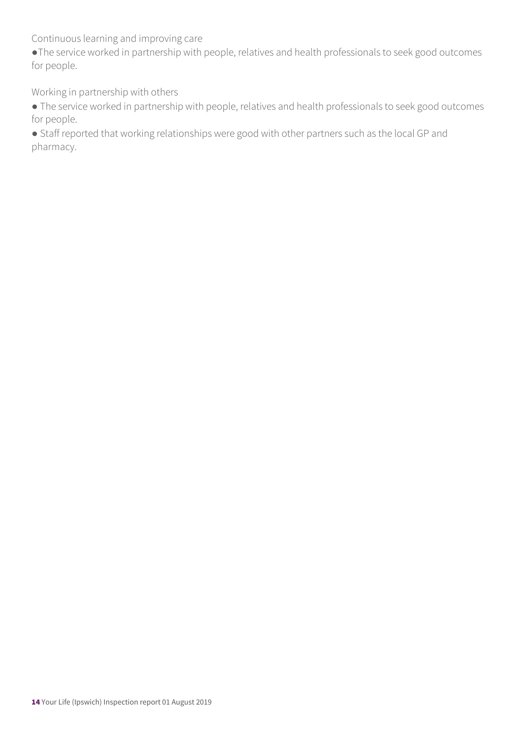Continuous learning and improving care

- The service worked in partnership with people, relatives and health professionals to seek good outcomes for people.

Working in partnership with others

- The service worked in partnership with people, relatives and health professionals to seek good outcomes for people.
- Staff reported that working relationships were good with other partners such as the local GP and pharmacy.